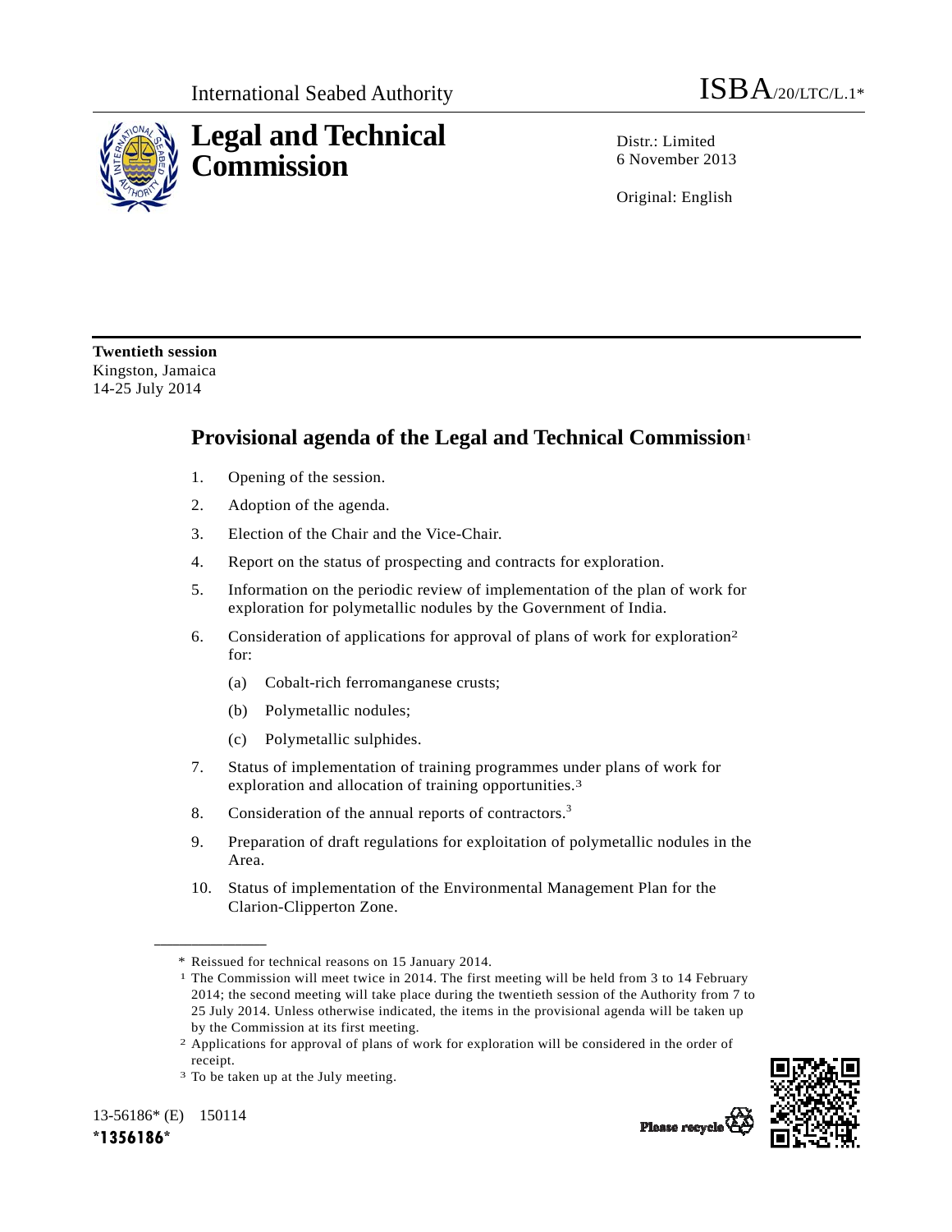International Seabed Authority

ISBA/20/LTC/L.1*

# Legal and Technical Commission

Distr.: Limited
6 November 2013

Original: English

**Twentieth session**
Kingston, Jamaica
14-25 July 2014

## Provisional agenda of the Legal and Technical Commission[1]

1. Opening of the session.
2. Adoption of the agenda.
3. Election of the Chair and the Vice-Chair.
4. Report on the status of prospecting and contracts for exploration.
5. Information on the periodic review of implementation of the plan of work for exploration for polymetallic nodules by the Government of India.
6. Consideration of applications for approval of plans of work for exploration[2] for:
   (a) Cobalt-rich ferromanganese crusts;
   (b) Polymetallic nodules;
   (c) Polymetallic sulphides.
7. Status of implementation of training programmes under plans of work for exploration and allocation of training opportunities.[3]
8. Consideration of the annual reports of contractors.[3]
9. Preparation of draft regulations for exploitation of polymetallic nodules in the Area.
10. Status of implementation of the Environmental Management Plan for the Clarion-Clipperton Zone.

---

\* Reissued for technical reasons on 15 January 2014.

[1] The Commission will meet twice in 2014. The first meeting will be held from 3 to 14 February 2014; the second meeting will take place during the twentieth session of the Authority from 7 to 25 July 2014. Unless otherwise indicated, the items in the provisional agenda will be taken up by the Commission at its first meeting.

[2] Applications for approval of plans of work for exploration will be considered in the order of receipt.

[3] To be taken up at the July meeting.

13-56186* (E) 150114
*1356186*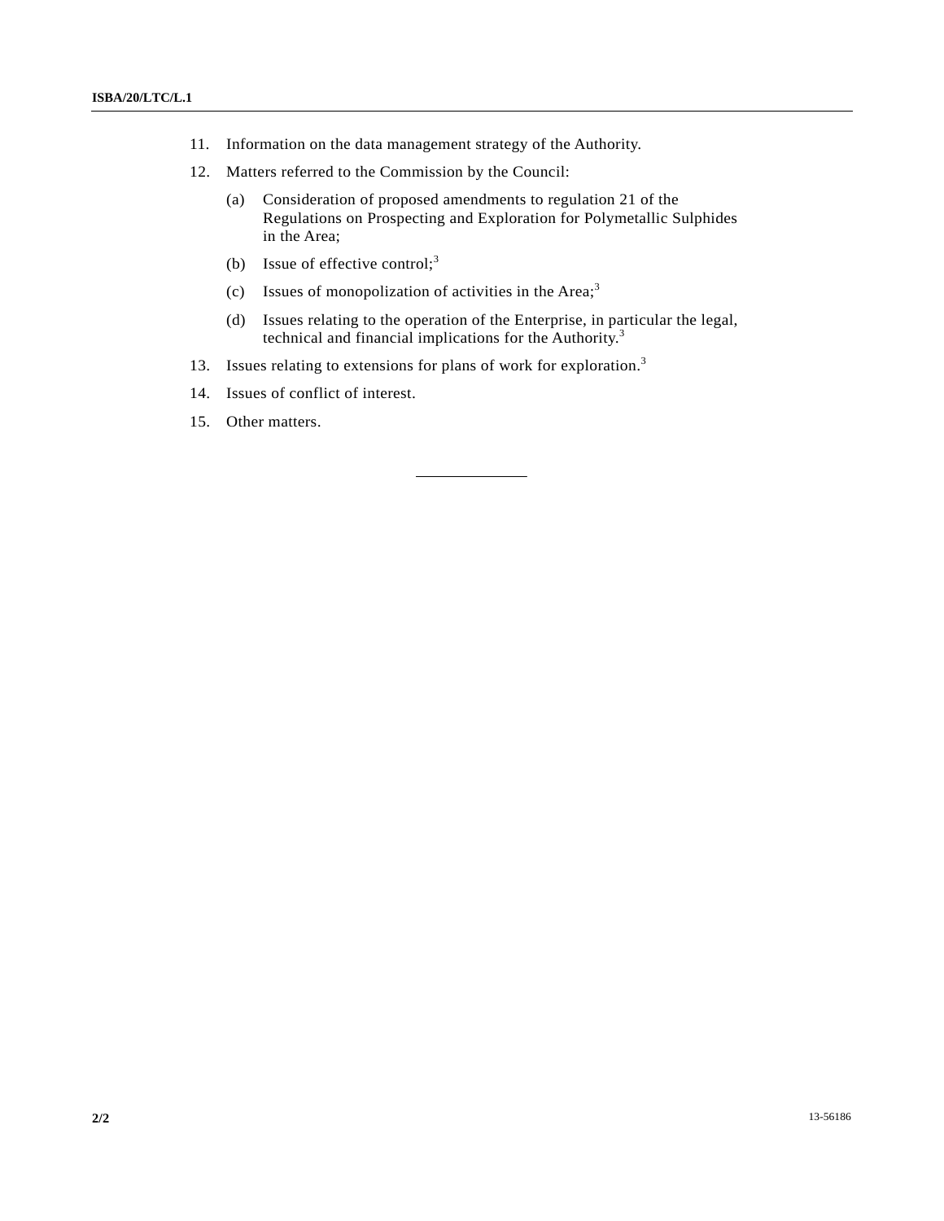11. Information on the data management strategy of the Authority.

12. Matters referred to the Commission by the Council:

    (a) Consideration of proposed amendments to regulation 21 of the Regulations on Prospecting and Exploration for Polymetallic Sulphides in the Area;

    (b) Issue of effective control;[3]

    (c) Issues of monopolization of activities in the Area;[3]

    (d) Issues relating to the operation of the Enterprise, in particular the legal, technical and financial implications for the Authority.[3]

13. Issues relating to extensions for plans of work for exploration.[3]

14. Issues of conflict of interest.

15. Other matters.